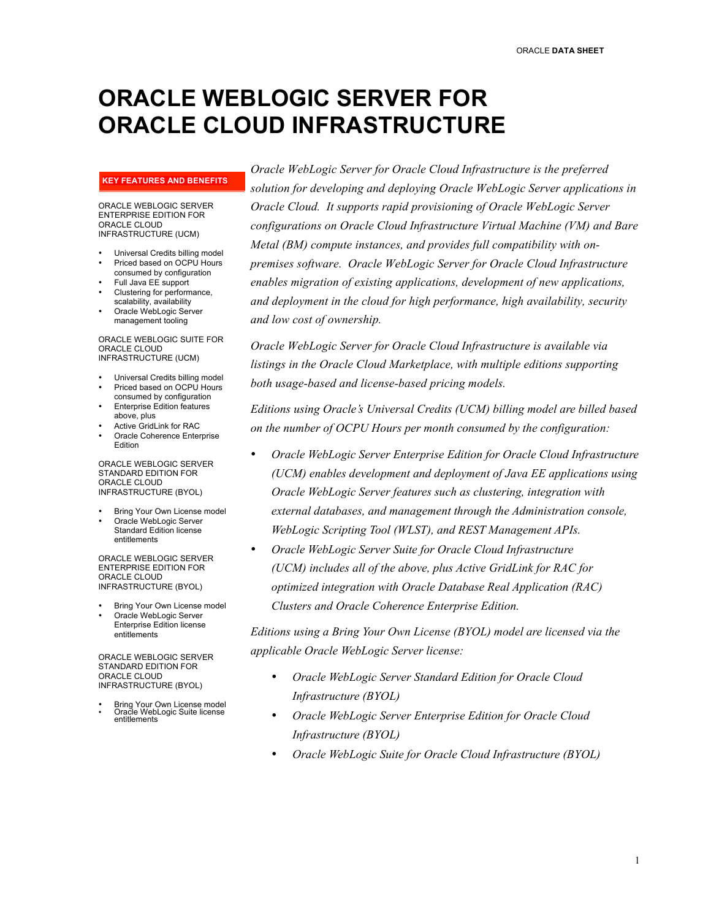# ORACLE WEBLOGIC SERVER FOR ORACLE CLOUD INFRASTRUCTURE

*Oracle WebLogic Server for Oracle Cloud Infrastructure is the preferred solution for developing and deploying Oracle WebLogic Server applications in Oracle Cloud. It supports rapid provisioning of Oracle WebLogic Server configurations on Oracle Cloud Infrastructure Virtual Machine (VM) and Bare Metal (BM) compute instances, and provides full compatibility with on-premises software. Oracle WebLogic Server for Oracle Cloud Infrastructure enables migration of existing applications, development of new applications, and deployment in the cloud for high performance, high availability, security and low cost of ownership.*

*Oracle WebLogic Server for Oracle Cloud Infrastructure is available via listings in the Oracle Cloud Marketplace, with multiple editions supporting both usage-based and license-based pricing models.*

*Editions using Oracle's Universal Credits (UCM) billing model are billed based on the number of OCPU Hours per month consumed by the configuration:*

- *Oracle WebLogic Server Enterprise Edition for Oracle Cloud Infrastructure (UCM) enables development and deployment of Java EE applications using Oracle WebLogic Server features such as clustering, integration with external databases, and management through the Administration console, WebLogic Scripting Tool (WLST), and REST Management APIs.*
- *Oracle WebLogic Server Suite for Oracle Cloud Infrastructure (UCM) includes all of the above, plus Active GridLink for RAC for optimized integration with Oracle Database Real Application (RAC) Clusters and Oracle Coherence Enterprise Edition.*

*Editions using a Bring Your Own License (BYOL) model are licensed via the applicable Oracle WebLogic Server license:*

- *Oracle WebLogic Server Standard Edition for Oracle Cloud Infrastructure (BYOL)*
- *Oracle WebLogic Server Enterprise Edition for Oracle Cloud Infrastructure (BYOL)*
- *Oracle WebLogic Suite for Oracle Cloud Infrastructure (BYOL)*

**KEY FEATURES AND BENEFITS**

ORACLE WEBLOGIC SERVER ENTERPRISE EDITION FOR ORACLE CLOUD INFRASTRUCTURE (UCM)

- Universal Credits billing model
- Priced based on OCPU Hours consumed by configuration
- Full Java EE support
- Clustering for performance, scalability, availability
- Oracle WebLogic Server management tooling

ORACLE WEBLOGIC SUITE FOR ORACLE CLOUD INFRASTRUCTURE (UCM)

- Universal Credits billing model
- Priced based on OCPU Hours consumed by configuration
- Enterprise Edition features above, plus
- Active GridLink for RAC
- Oracle Coherence Enterprise Edition

ORACLE WEBLOGIC SERVER STANDARD EDITION FOR ORACLE CLOUD INFRASTRUCTURE (BYOL)

- Bring Your Own License model
- Oracle WebLogic Server Standard Edition license entitlements

ORACLE WEBLOGIC SERVER ENTERPRISE EDITION FOR ORACLE CLOUD INFRASTRUCTURE (BYOL)

- Bring Your Own License model
- Oracle WebLogic Server Enterprise Edition license entitlements

ORACLE WEBLOGIC SERVER STANDARD EDITION FOR ORACLE CLOUD INFRASTRUCTURE (BYOL)

- Bring Your Own License model
- Oracle WebLogic Suite license entitlements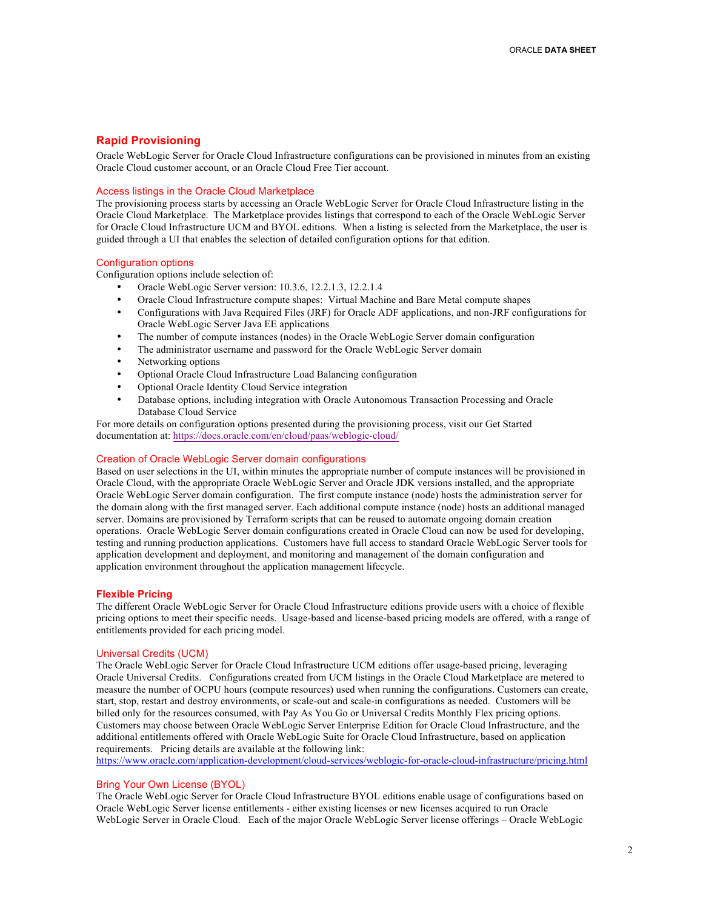## Rapid Provisioning

Oracle WebLogic Server for Oracle Cloud Infrastructure configurations can be provisioned in minutes from an existing Oracle Cloud customer account, or an Oracle Cloud Free Tier account.

### Access listings in the Oracle Cloud Marketplace

The provisioning process starts by accessing an Oracle WebLogic Server for Oracle Cloud Infrastructure listing in the Oracle Cloud Marketplace. The Marketplace provides listings that correspond to each of the Oracle WebLogic Server for Oracle Cloud Infrastructure UCM and BYOL editions. When a listing is selected from the Marketplace, the user is guided through a UI that enables the selection of detailed configuration options for that edition.

### Configuration options

Configuration options include selection of:

- Oracle WebLogic Server version: 10.3.6, 12.2.1.3, 12.2.1.4
- Oracle Cloud Infrastructure compute shapes: Virtual Machine and Bare Metal compute shapes
- Configurations with Java Required Files (JRF) for Oracle ADF applications, and non-JRF configurations for Oracle WebLogic Server Java EE applications
- The number of compute instances (nodes) in the Oracle WebLogic Server domain configuration
- The administrator username and password for the Oracle WebLogic Server domain
- Networking options
- Optional Oracle Cloud Infrastructure Load Balancing configuration
- Optional Oracle Identity Cloud Service integration
- Database options, including integration with Oracle Autonomous Transaction Processing and Oracle Database Cloud Service

For more details on configuration options presented during the provisioning process, visit our Get Started documentation at: https://docs.oracle.com/en/cloud/paas/weblogic-cloud/

### Creation of Oracle WebLogic Server domain configurations

Based on user selections in the UI, within minutes the appropriate number of compute instances will be provisioned in Oracle Cloud, with the appropriate Oracle WebLogic Server and Oracle JDK versions installed, and the appropriate Oracle WebLogic Server domain configuration. The first compute instance (node) hosts the administration server for the domain along with the first managed server. Each additional compute instance (node) hosts an additional managed server. Domains are provisioned by Terraform scripts that can be reused to automate ongoing domain creation operations. Oracle WebLogic Server domain configurations created in Oracle Cloud can now be used for developing, testing and running production applications. Customers have full access to standard Oracle WebLogic Server tools for application development and deployment, and monitoring and management of the domain configuration and application environment throughout the application management lifecycle.

## Flexible Pricing

The different Oracle WebLogic Server for Oracle Cloud Infrastructure editions provide users with a choice of flexible pricing options to meet their specific needs. Usage-based and license-based pricing models are offered, with a range of entitlements provided for each pricing model.

### Universal Credits (UCM)

The Oracle WebLogic Server for Oracle Cloud Infrastructure UCM editions offer usage-based pricing, leveraging Oracle Universal Credits. Configurations created from UCM listings in the Oracle Cloud Marketplace are metered to measure the number of OCPU hours (compute resources) used when running the configurations. Customers can create, start, stop, restart and destroy environments, or scale-out and scale-in configurations as needed. Customers will be billed only for the resources consumed, with Pay As You Go or Universal Credits Monthly Flex pricing options. Customers may choose between Oracle WebLogic Server Enterprise Edition for Oracle Cloud Infrastructure, and the additional entitlements offered with Oracle WebLogic Suite for Oracle Cloud Infrastructure, based on application requirements. Pricing details are available at the following link:
https://www.oracle.com/application-development/cloud-services/weblogic-for-oracle-cloud-infrastructure/pricing.html

### Bring Your Own License (BYOL)

The Oracle WebLogic Server for Oracle Cloud Infrastructure BYOL editions enable usage of configurations based on Oracle WebLogic Server license entitlements - either existing licenses or new licenses acquired to run Oracle WebLogic Server in Oracle Cloud. Each of the major Oracle WebLogic Server license offerings – Oracle WebLogic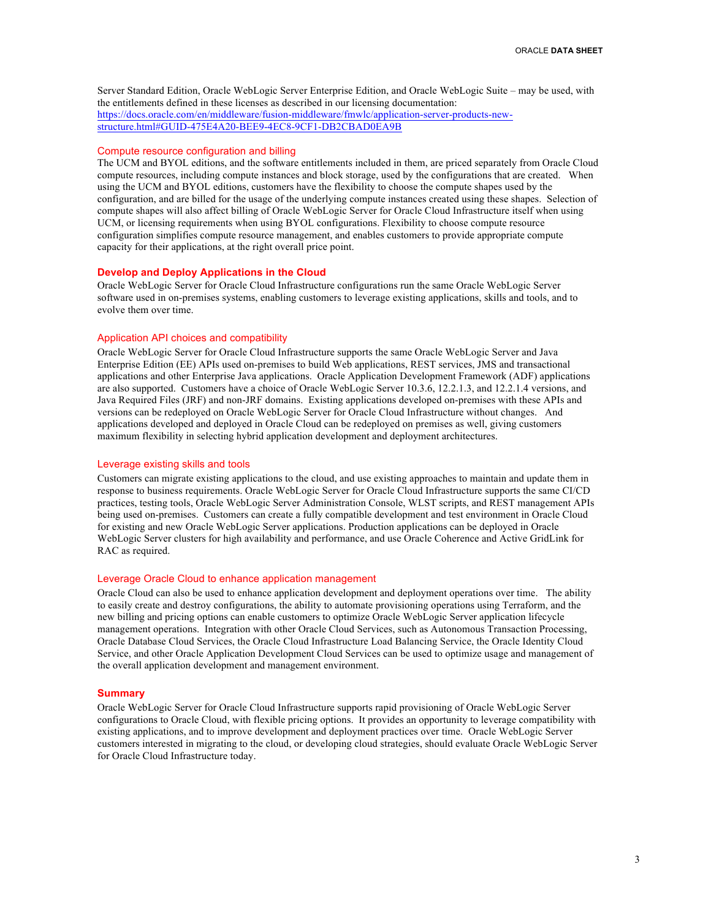Server Standard Edition, Oracle WebLogic Server Enterprise Edition, and Oracle WebLogic Suite – may be used, with the entitlements defined in these licenses as described in our licensing documentation: [https://docs.oracle.com/en/middleware/fusion-middleware/fmwlc/application-server-products-new-structure.html#GUID-475E4A20-BEE9-4EC8-9CF1-DB2CBAD0EA9B](https://docs.oracle.com/en/middleware/fusion-middleware/fmwlc/application-server-products-new-structure.html#GUID-475E4A20-BEE9-4EC8-9CF1-DB2CBAD0EA9B)

### Compute resource configuration and billing

The UCM and BYOL editions, and the software entitlements included in them, are priced separately from Oracle Cloud compute resources, including compute instances and block storage, used by the configurations that are created. When using the UCM and BYOL editions, customers have the flexibility to choose the compute shapes used by the configuration, and are billed for the usage of the underlying compute instances created using these shapes. Selection of compute shapes will also affect billing of Oracle WebLogic Server for Oracle Cloud Infrastructure itself when using UCM, or licensing requirements when using BYOL configurations. Flexibility to choose compute resource configuration simplifies compute resource management, and enables customers to provide appropriate compute capacity for their applications, at the right overall price point.

## Develop and Deploy Applications in the Cloud

Oracle WebLogic Server for Oracle Cloud Infrastructure configurations run the same Oracle WebLogic Server software used in on-premises systems, enabling customers to leverage existing applications, skills and tools, and to evolve them over time.

### Application API choices and compatibility

Oracle WebLogic Server for Oracle Cloud Infrastructure supports the same Oracle WebLogic Server and Java Enterprise Edition (EE) APIs used on-premises to build Web applications, REST services, JMS and transactional applications and other Enterprise Java applications. Oracle Application Development Framework (ADF) applications are also supported. Customers have a choice of Oracle WebLogic Server 10.3.6, 12.2.1.3, and 12.2.1.4 versions, and Java Required Files (JRF) and non-JRF domains. Existing applications developed on-premises with these APIs and versions can be redeployed on Oracle WebLogic Server for Oracle Cloud Infrastructure without changes. And applications developed and deployed in Oracle Cloud can be redeployed on premises as well, giving customers maximum flexibility in selecting hybrid application development and deployment architectures.

### Leverage existing skills and tools

Customers can migrate existing applications to the cloud, and use existing approaches to maintain and update them in response to business requirements. Oracle WebLogic Server for Oracle Cloud Infrastructure supports the same CI/CD practices, testing tools, Oracle WebLogic Server Administration Console, WLST scripts, and REST management APIs being used on-premises. Customers can create a fully compatible development and test environment in Oracle Cloud for existing and new Oracle WebLogic Server applications. Production applications can be deployed in Oracle WebLogic Server clusters for high availability and performance, and use Oracle Coherence and Active GridLink for RAC as required.

### Leverage Oracle Cloud to enhance application management

Oracle Cloud can also be used to enhance application development and deployment operations over time. The ability to easily create and destroy configurations, the ability to automate provisioning operations using Terraform, and the new billing and pricing options can enable customers to optimize Oracle WebLogic Server application lifecycle management operations. Integration with other Oracle Cloud Services, such as Autonomous Transaction Processing, Oracle Database Cloud Services, the Oracle Cloud Infrastructure Load Balancing Service, the Oracle Identity Cloud Service, and other Oracle Application Development Cloud Services can be used to optimize usage and management of the overall application development and management environment.

## Summary

Oracle WebLogic Server for Oracle Cloud Infrastructure supports rapid provisioning of Oracle WebLogic Server configurations to Oracle Cloud, with flexible pricing options. It provides an opportunity to leverage compatibility with existing applications, and to improve development and deployment practices over time. Oracle WebLogic Server customers interested in migrating to the cloud, or developing cloud strategies, should evaluate Oracle WebLogic Server for Oracle Cloud Infrastructure today.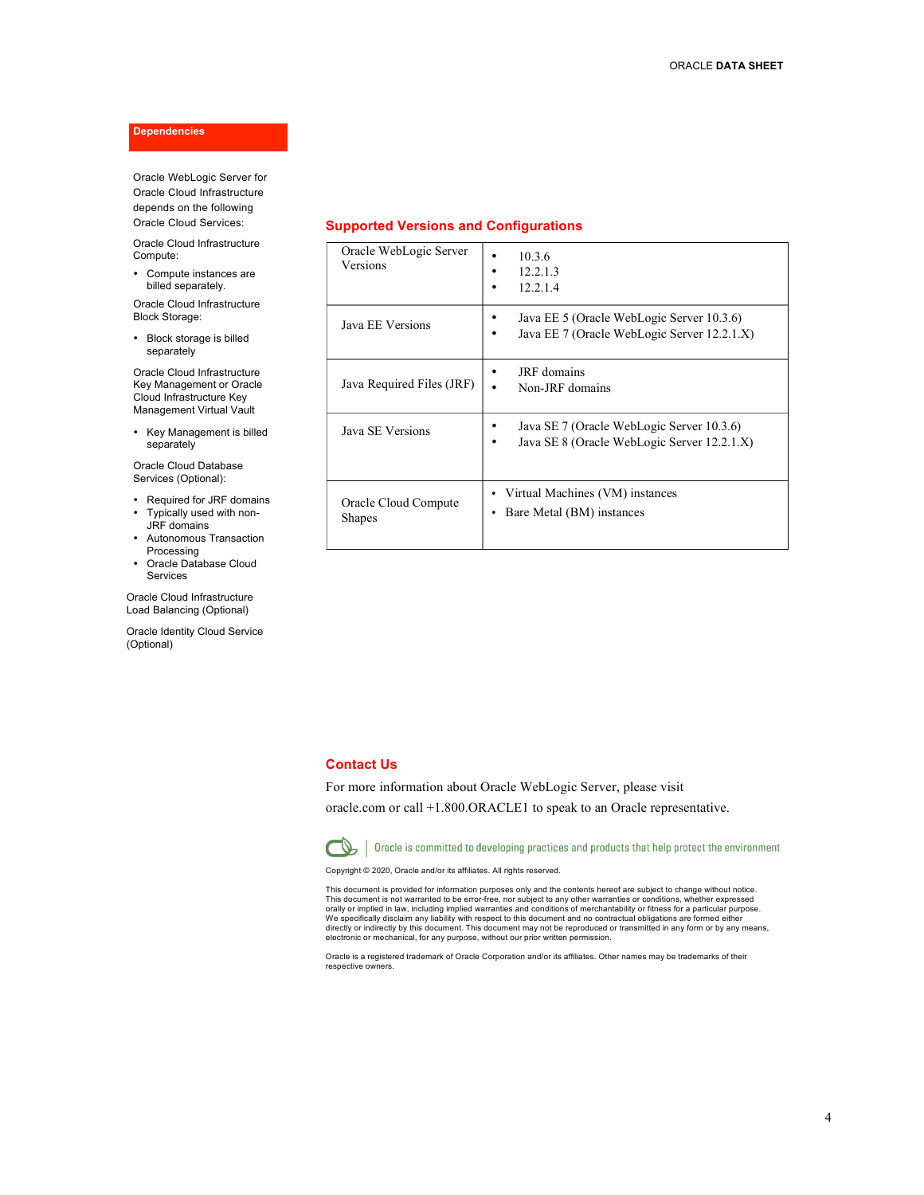## Dependencies

Oracle WebLogic Server for Oracle Cloud Infrastructure depends on the following Oracle Cloud Services:

Oracle Cloud Infrastructure Compute:

- Compute instances are billed separately.

Oracle Cloud Infrastructure Block Storage:

- Block storage is billed separately

Oracle Cloud Infrastructure Key Management or Oracle Cloud Infrastructure Key Management Virtual Vault

- Key Management is billed separately

Oracle Cloud Database Services (Optional):

- Required for JRF domains
- Typically used with non-JRF domains
- Autonomous Transaction Processing
- Oracle Database Cloud Services

Oracle Cloud Infrastructure Load Balancing (Optional)

Oracle Identity Cloud Service (Optional)

## Supported Versions and Configurations

| | |
|---|---|
| Oracle WebLogic Server Versions | • 10.3.6<br>• 12.2.1.3<br>• 12.2.1.4 |
| Java EE Versions | • Java EE 5 (Oracle WebLogic Server 10.3.6)<br>• Java EE 7 (Oracle WebLogic Server 12.2.1.X) |
| Java Required Files (JRF) | • JRF domains<br>• Non-JRF domains |
| Java SE Versions | • Java SE 7 (Oracle WebLogic Server 10.3.6)<br>• Java SE 8 (Oracle WebLogic Server 12.2.1.X) |
| Oracle Cloud Compute Shapes | • Virtual Machines (VM) instances<br>• Bare Metal (BM) instances |

## Contact Us

For more information about Oracle WebLogic Server, please visit oracle.com or call +1.800.ORACLE1 to speak to an Oracle representative.

Oracle is committed to developing practices and products that help protect the environment

Copyright © 2020, Oracle and/or its affiliates. All rights reserved.

This document is provided for information purposes only and the contents hereof are subject to change without notice. This document is not warranted to be error-free, nor subject to any other warranties or conditions, whether expressed orally or implied in law, including implied warranties and conditions of merchantability or fitness for a particular purpose. We specifically disclaim any liability with respect to this document and no contractual obligations are formed either directly or indirectly by this document. This document may not be reproduced or transmitted in any form or by any means, electronic or mechanical, for any purpose, without our prior written permission.

Oracle is a registered trademark of Oracle Corporation and/or its affiliates. Other names may be trademarks of their respective owners.